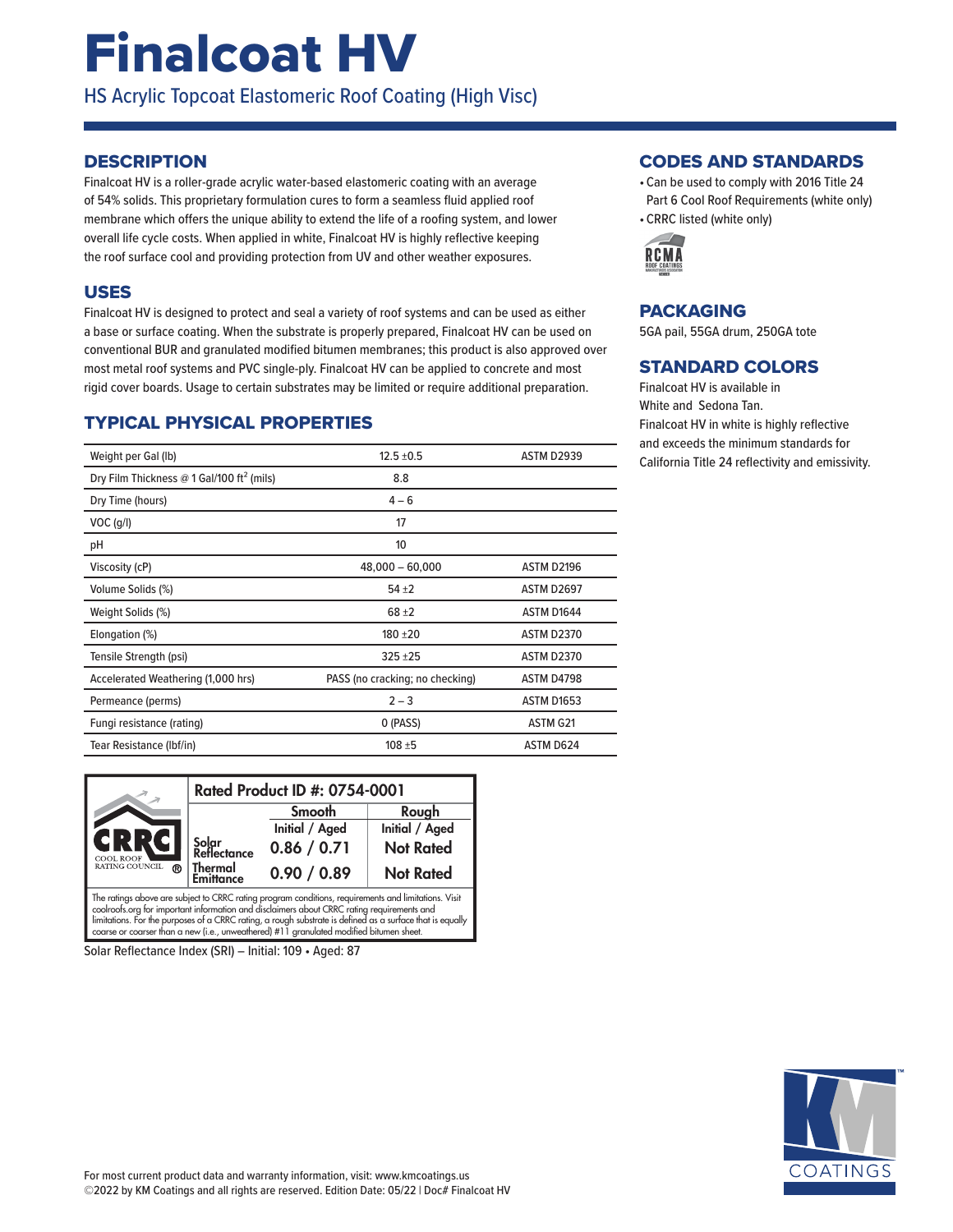# Finalcoat HV

HS Acrylic Topcoat Elastomeric Roof Coating (High Visc)

## DESCRIPTION

Finalcoat HV is a roller-grade acrylic water-based elastomeric coating with an average of 54% solids. This proprietary formulation cures to form a seamless fluid applied roof membrane which offers the unique ability to extend the life of a roofing system, and lower overall life cycle costs. When applied in white, Finalcoat HV is highly reflective keeping the roof surface cool and providing protection from UV and other weather exposures.

## USES

Finalcoat HV is designed to protect and seal a variety of roof systems and can be used as either a base or surface coating. When the substrate is properly prepared, Finalcoat HV can be used on conventional BUR and granulated modified bitumen membranes; this product is also approved over most metal roof systems and PVC single-ply. Finalcoat HV can be applied to concrete and most rigid cover boards. Usage to certain substrates may be limited or require additional preparation.

## TYPICAL PHYSICAL PROPERTIES

| Property | Value | Test Method |
|---|---|---|
| Weight per Gal (lb) | 12.5 ±0.5 | ASTM D2939 |
| Dry Film Thickness @ 1 Gal/100 ft² (mils) | 8.8 | |
| Dry Time (hours) | 4 – 6 | |
| VOC (g/l) | 17 | |
| pH | 10 | |
| Viscosity (cP) | 48,000 – 60,000 | ASTM D2196 |
| Volume Solids (%) | 54 ±2 | ASTM D2697 |
| Weight Solids (%) | 68 ±2 | ASTM D1644 |
| Elongation (%) | 180 ±20 | ASTM D2370 |
| Tensile Strength (psi) | 325 ±25 | ASTM D2370 |
| Accelerated Weathering (1,000 hrs) | PASS (no cracking; no checking) | ASTM D4798 |
| Permeance (perms) | 2 – 3 | ASTM D1653 |
| Fungi resistance (rating) | 0 (PASS) | ASTM G21 |
| Tear Resistance (lbf/in) | 108 ±5 | ASTM D624 |

**CRRC – Cool Roof Rating Council®**

**Rated Product ID #: 0754-0001**

| | Smooth | Rough |
|---|---|---|
| | Initial / Aged | Initial / Aged |
| Solar Reflectance | 0.86 / 0.71 | Not Rated |
| Thermal Emittance | 0.90 / 0.89 | Not Rated |

The ratings above are subject to CRRC rating program conditions, requirements and limitations. Visit coolroofs.org for important information and disclaimers about CRRC rating requirements and limitations. For the purposes of a CRRC rating, a rough substrate is defined as a surface that is equally coarse or coarser than a new (i.e., unweathered) #11 granulated modified bitumen sheet.

Solar Reflectance Index (SRI) – Initial: 109 • Aged: 87

## CODES AND STANDARDS

- Can be used to comply with 2016 Title 24 Part 6 Cool Roof Requirements (white only)
- CRRC listed (white only)

RCMA Roof Coatings Manufacturers Association Member

## PACKAGING

5GA pail, 55GA drum, 250GA tote

## STANDARD COLORS

Finalcoat HV is available in White and Sedona Tan.

Finalcoat HV in white is highly reflective and exceeds the minimum standards for California Title 24 reflectivity and emissivity.

For most current product data and warranty information, visit: www.kmcoatings.us

©2022 by KM Coatings and all rights are reserved. Edition Date: 05/22 | Doc# Finalcoat HV

KM COATINGS™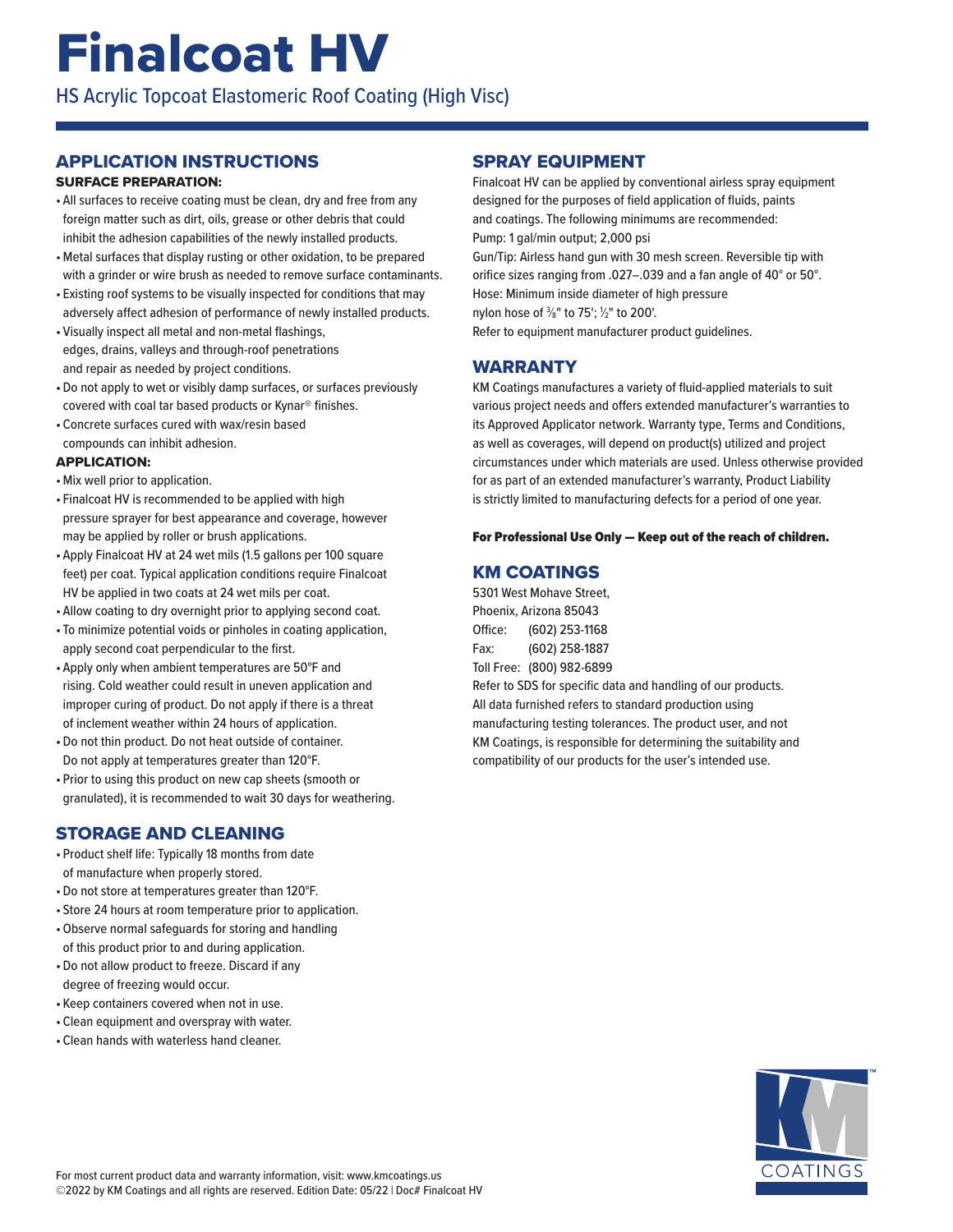# Finalcoat HV

HS Acrylic Topcoat Elastomeric Roof Coating (High Visc)

## APPLICATION INSTRUCTIONS

### SURFACE PREPARATION:

- All surfaces to receive coating must be clean, dry and free from any foreign matter such as dirt, oils, grease or other debris that could inhibit the adhesion capabilities of the newly installed products.
- Metal surfaces that display rusting or other oxidation, to be prepared with a grinder or wire brush as needed to remove surface contaminants.
- Existing roof systems to be visually inspected for conditions that may adversely affect adhesion of performance of newly installed products.
- Visually inspect all metal and non-metal flashings, edges, drains, valleys and through-roof penetrations and repair as needed by project conditions.
- Do not apply to wet or visibly damp surfaces, or surfaces previously covered with coal tar based products or Kynar® finishes.
- Concrete surfaces cured with wax/resin based compounds can inhibit adhesion.

### APPLICATION:

- Mix well prior to application.
- Finalcoat HV is recommended to be applied with high pressure sprayer for best appearance and coverage, however may be applied by roller or brush applications.
- Apply Finalcoat HV at 24 wet mils (1.5 gallons per 100 square feet) per coat. Typical application conditions require Finalcoat HV be applied in two coats at 24 wet mils per coat.
- Allow coating to dry overnight prior to applying second coat.
- To minimize potential voids or pinholes in coating application, apply second coat perpendicular to the first.
- Apply only when ambient temperatures are 50°F and rising. Cold weather could result in uneven application and improper curing of product. Do not apply if there is a threat of inclement weather within 24 hours of application.
- Do not thin product. Do not heat outside of container. Do not apply at temperatures greater than 120°F.
- Prior to using this product on new cap sheets (smooth or granulated), it is recommended to wait 30 days for weathering.

## STORAGE AND CLEANING

- Product shelf life: Typically 18 months from date of manufacture when properly stored.
- Do not store at temperatures greater than 120°F.
- Store 24 hours at room temperature prior to application.
- Observe normal safeguards for storing and handling of this product prior to and during application.
- Do not allow product to freeze. Discard if any degree of freezing would occur.
- Keep containers covered when not in use.
- Clean equipment and overspray with water.
- Clean hands with waterless hand cleaner.

## SPRAY EQUIPMENT

Finalcoat HV can be applied by conventional airless spray equipment designed for the purposes of field application of fluids, paints and coatings. The following minimums are recommended:

Pump: 1 gal/min output; 2,000 psi

Gun/Tip: Airless hand gun with 30 mesh screen. Reversible tip with orifice sizes ranging from .027–.039 and a fan angle of 40° or 50°.

Hose: Minimum inside diameter of high pressure nylon hose of ⅜" to 75'; ½" to 200'.

Refer to equipment manufacturer product guidelines.

## WARRANTY

KM Coatings manufactures a variety of fluid-applied materials to suit various project needs and offers extended manufacturer's warranties to its Approved Applicator network. Warranty type, Terms and Conditions, as well as coverages, will depend on product(s) utilized and project circumstances under which materials are used. Unless otherwise provided for as part of an extended manufacturer's warranty, Product Liability is strictly limited to manufacturing defects for a period of one year.

**For Professional Use Only — Keep out of the reach of children.**

## KM COATINGS

5301 West Mohave Street,
Phoenix, Arizona 85043
Office: (602) 253-1168
Fax: (602) 258-1887
Toll Free: (800) 982-6899

Refer to SDS for specific data and handling of our products. All data furnished refers to standard production using manufacturing testing tolerances. The product user, and not KM Coatings, is responsible for determining the suitability and compatibility of our products for the user's intended use.

For most current product data and warranty information, visit: www.kmcoatings.us
©2022 by KM Coatings and all rights are reserved. Edition Date: 05/22 | Doc# Finalcoat HV